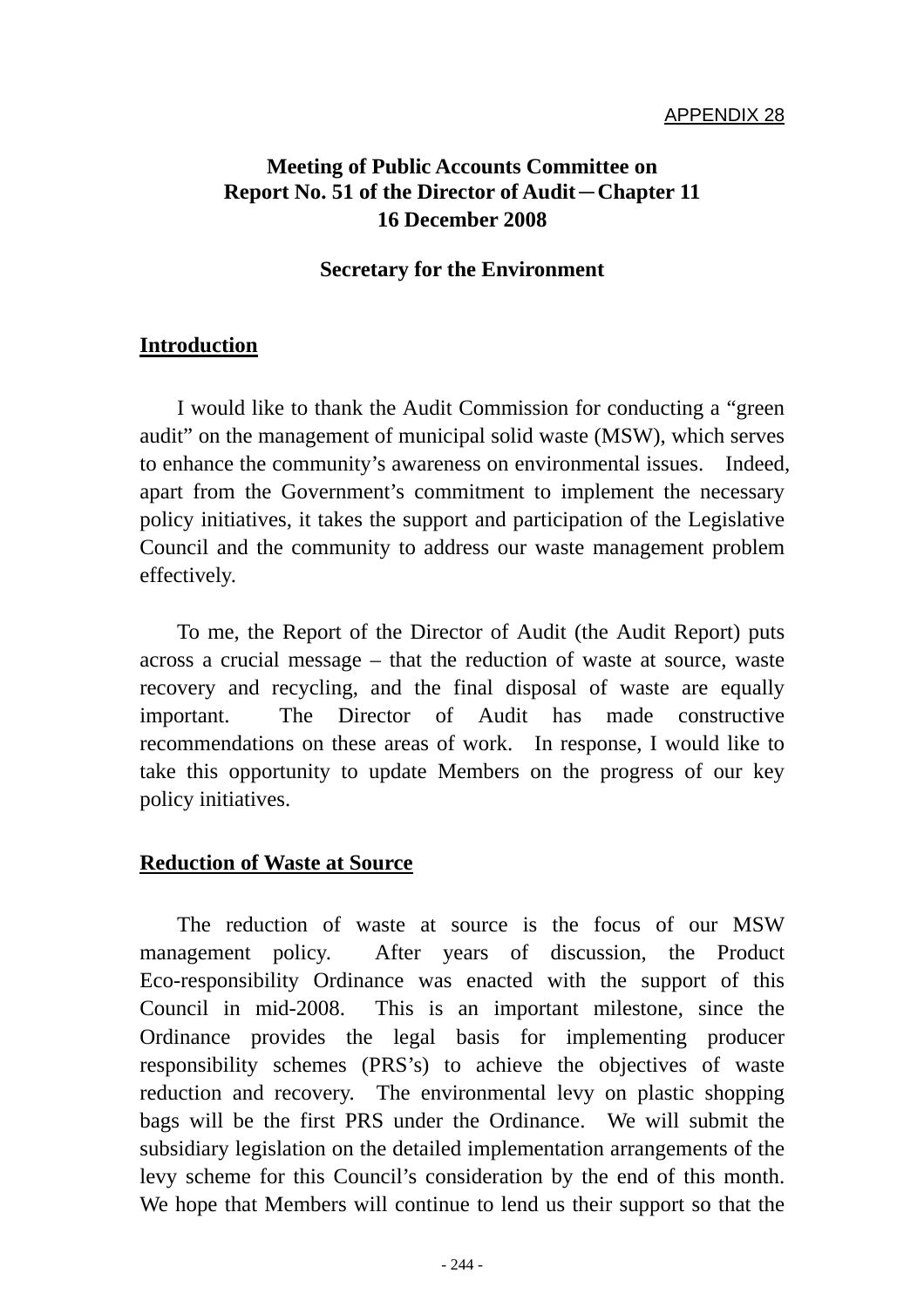APPENDIX 28

**Meeting of Public Accounts Committee on**
**Report No. 51 of the Director of Audit－Chapter 11**
**16 December 2008**

**Secretary for the Environment**

## Introduction

I would like to thank the Audit Commission for conducting a "green audit" on the management of municipal solid waste (MSW), which serves to enhance the community's awareness on environmental issues. Indeed, apart from the Government's commitment to implement the necessary policy initiatives, it takes the support and participation of the Legislative Council and the community to address our waste management problem effectively.

To me, the Report of the Director of Audit (the Audit Report) puts across a crucial message – that the reduction of waste at source, waste recovery and recycling, and the final disposal of waste are equally important. The Director of Audit has made constructive recommendations on these areas of work. In response, I would like to take this opportunity to update Members on the progress of our key policy initiatives.

## Reduction of Waste at Source

The reduction of waste at source is the focus of our MSW management policy. After years of discussion, the Product Eco-responsibility Ordinance was enacted with the support of this Council in mid-2008. This is an important milestone, since the Ordinance provides the legal basis for implementing producer responsibility schemes (PRS's) to achieve the objectives of waste reduction and recovery. The environmental levy on plastic shopping bags will be the first PRS under the Ordinance. We will submit the subsidiary legislation on the detailed implementation arrangements of the levy scheme for this Council's consideration by the end of this month. We hope that Members will continue to lend us their support so that the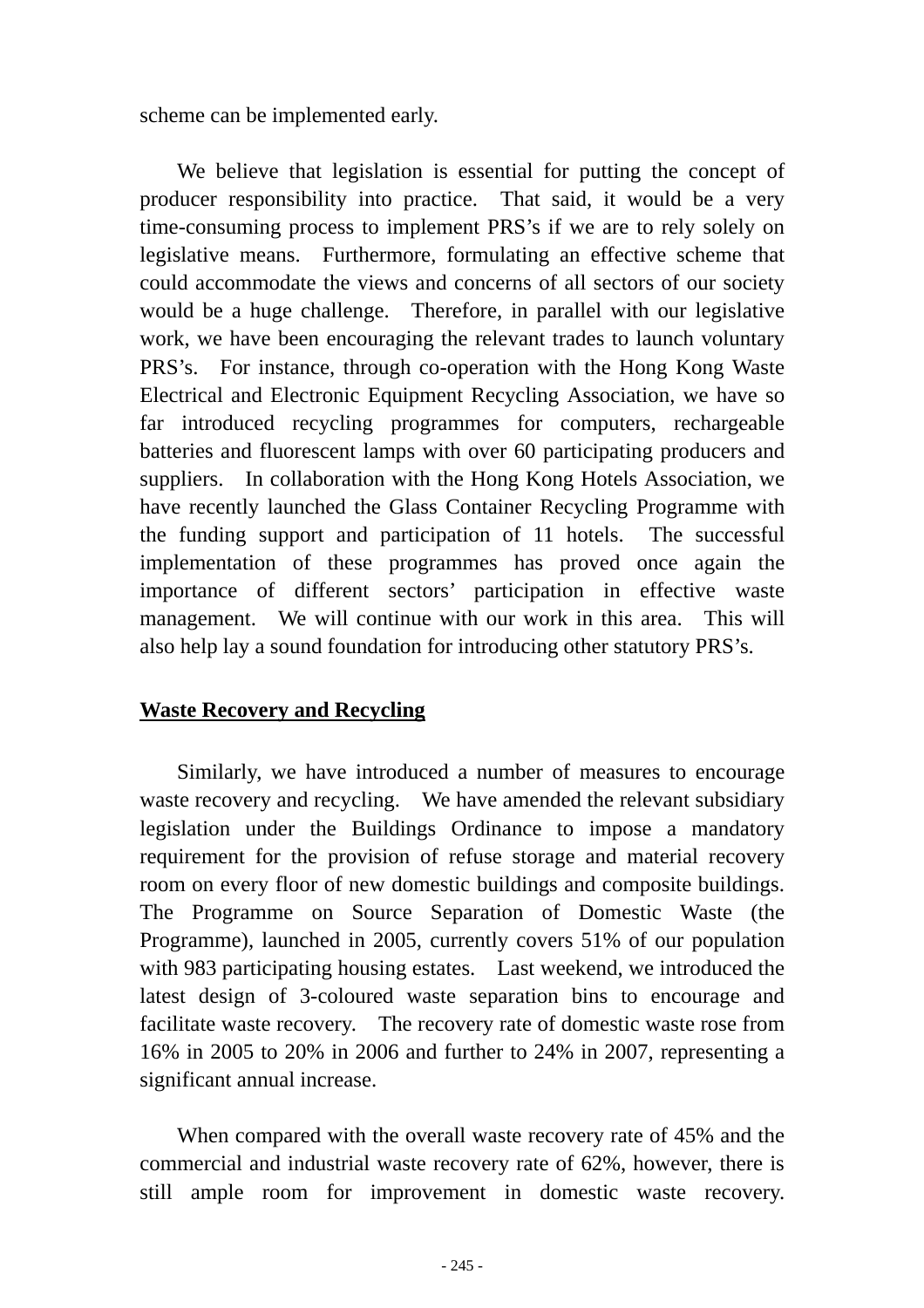scheme can be implemented early.

We believe that legislation is essential for putting the concept of producer responsibility into practice. That said, it would be a very time-consuming process to implement PRS's if we are to rely solely on legislative means. Furthermore, formulating an effective scheme that could accommodate the views and concerns of all sectors of our society would be a huge challenge. Therefore, in parallel with our legislative work, we have been encouraging the relevant trades to launch voluntary PRS's. For instance, through co-operation with the Hong Kong Waste Electrical and Electronic Equipment Recycling Association, we have so far introduced recycling programmes for computers, rechargeable batteries and fluorescent lamps with over 60 participating producers and suppliers. In collaboration with the Hong Kong Hotels Association, we have recently launched the Glass Container Recycling Programme with the funding support and participation of 11 hotels. The successful implementation of these programmes has proved once again the importance of different sectors' participation in effective waste management. We will continue with our work in this area. This will also help lay a sound foundation for introducing other statutory PRS's.

**Waste Recovery and Recycling**

Similarly, we have introduced a number of measures to encourage waste recovery and recycling. We have amended the relevant subsidiary legislation under the Buildings Ordinance to impose a mandatory requirement for the provision of refuse storage and material recovery room on every floor of new domestic buildings and composite buildings. The Programme on Source Separation of Domestic Waste (the Programme), launched in 2005, currently covers 51% of our population with 983 participating housing estates. Last weekend, we introduced the latest design of 3-coloured waste separation bins to encourage and facilitate waste recovery. The recovery rate of domestic waste rose from 16% in 2005 to 20% in 2006 and further to 24% in 2007, representing a significant annual increase.

When compared with the overall waste recovery rate of 45% and the commercial and industrial waste recovery rate of 62%, however, there is still ample room for improvement in domestic waste recovery.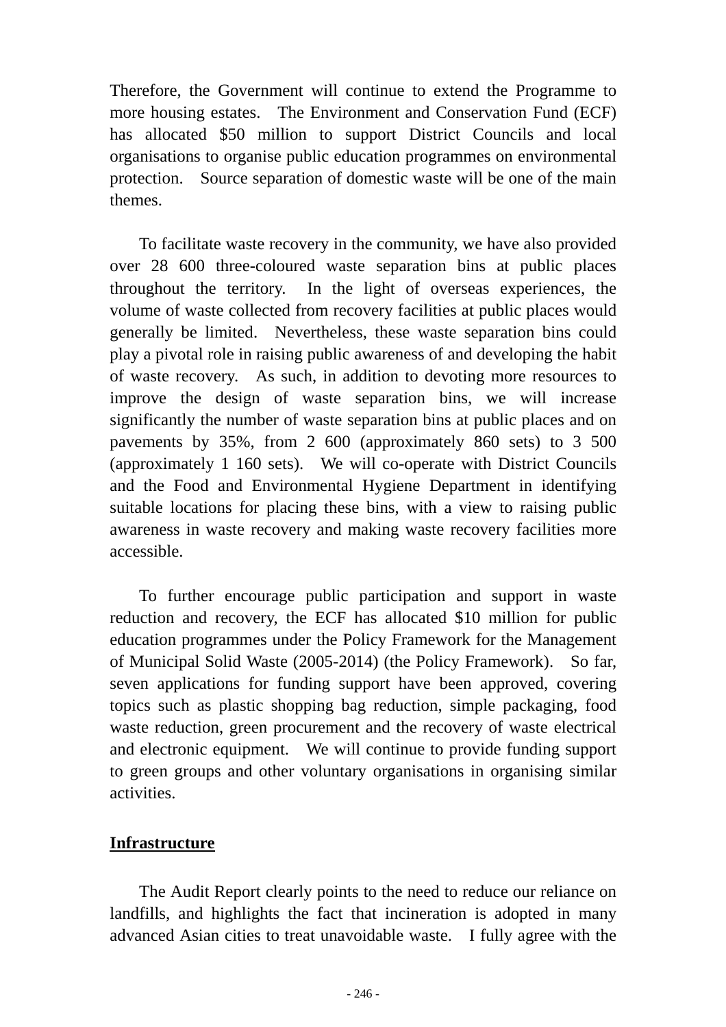Therefore, the Government will continue to extend the Programme to more housing estates. The Environment and Conservation Fund (ECF) has allocated $50 million to support District Councils and local organisations to organise public education programmes on environmental protection. Source separation of domestic waste will be one of the main themes.

To facilitate waste recovery in the community, we have also provided over 28 600 three-coloured waste separation bins at public places throughout the territory. In the light of overseas experiences, the volume of waste collected from recovery facilities at public places would generally be limited. Nevertheless, these waste separation bins could play a pivotal role in raising public awareness of and developing the habit of waste recovery. As such, in addition to devoting more resources to improve the design of waste separation bins, we will increase significantly the number of waste separation bins at public places and on pavements by 35%, from 2 600 (approximately 860 sets) to 3 500 (approximately 1 160 sets). We will co-operate with District Councils and the Food and Environmental Hygiene Department in identifying suitable locations for placing these bins, with a view to raising public awareness in waste recovery and making waste recovery facilities more accessible.

To further encourage public participation and support in waste reduction and recovery, the ECF has allocated $10 million for public education programmes under the Policy Framework for the Management of Municipal Solid Waste (2005-2014) (the Policy Framework). So far, seven applications for funding support have been approved, covering topics such as plastic shopping bag reduction, simple packaging, food waste reduction, green procurement and the recovery of waste electrical and electronic equipment. We will continue to provide funding support to green groups and other voluntary organisations in organising similar activities.

**Infrastructure**

The Audit Report clearly points to the need to reduce our reliance on landfills, and highlights the fact that incineration is adopted in many advanced Asian cities to treat unavoidable waste. I fully agree with the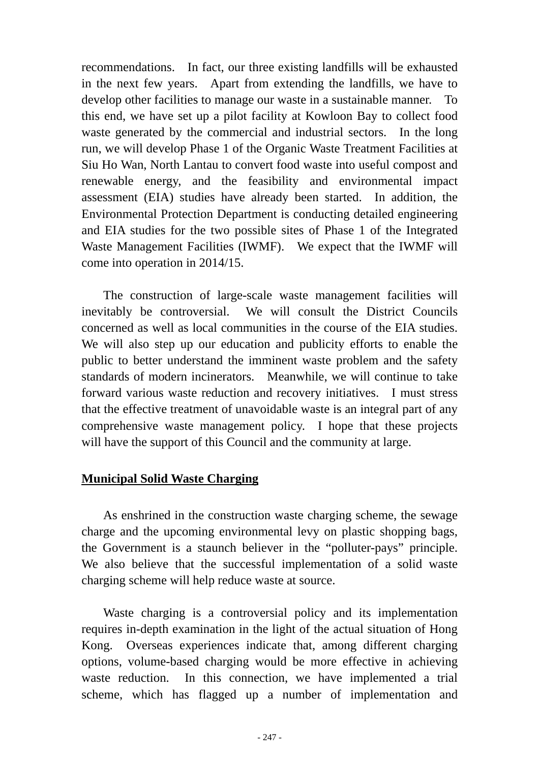recommendations. In fact, our three existing landfills will be exhausted in the next few years. Apart from extending the landfills, we have to develop other facilities to manage our waste in a sustainable manner. To this end, we have set up a pilot facility at Kowloon Bay to collect food waste generated by the commercial and industrial sectors. In the long run, we will develop Phase 1 of the Organic Waste Treatment Facilities at Siu Ho Wan, North Lantau to convert food waste into useful compost and renewable energy, and the feasibility and environmental impact assessment (EIA) studies have already been started. In addition, the Environmental Protection Department is conducting detailed engineering and EIA studies for the two possible sites of Phase 1 of the Integrated Waste Management Facilities (IWMF). We expect that the IWMF will come into operation in 2014/15.

The construction of large-scale waste management facilities will inevitably be controversial. We will consult the District Councils concerned as well as local communities in the course of the EIA studies. We will also step up our education and publicity efforts to enable the public to better understand the imminent waste problem and the safety standards of modern incinerators. Meanwhile, we will continue to take forward various waste reduction and recovery initiatives. I must stress that the effective treatment of unavoidable waste is an integral part of any comprehensive waste management policy. I hope that these projects will have the support of this Council and the community at large.

## Municipal Solid Waste Charging

As enshrined in the construction waste charging scheme, the sewage charge and the upcoming environmental levy on plastic shopping bags, the Government is a staunch believer in the “polluter-pays” principle. We also believe that the successful implementation of a solid waste charging scheme will help reduce waste at source.

Waste charging is a controversial policy and its implementation requires in-depth examination in the light of the actual situation of Hong Kong. Overseas experiences indicate that, among different charging options, volume-based charging would be more effective in achieving waste reduction. In this connection, we have implemented a trial scheme, which has flagged up a number of implementation and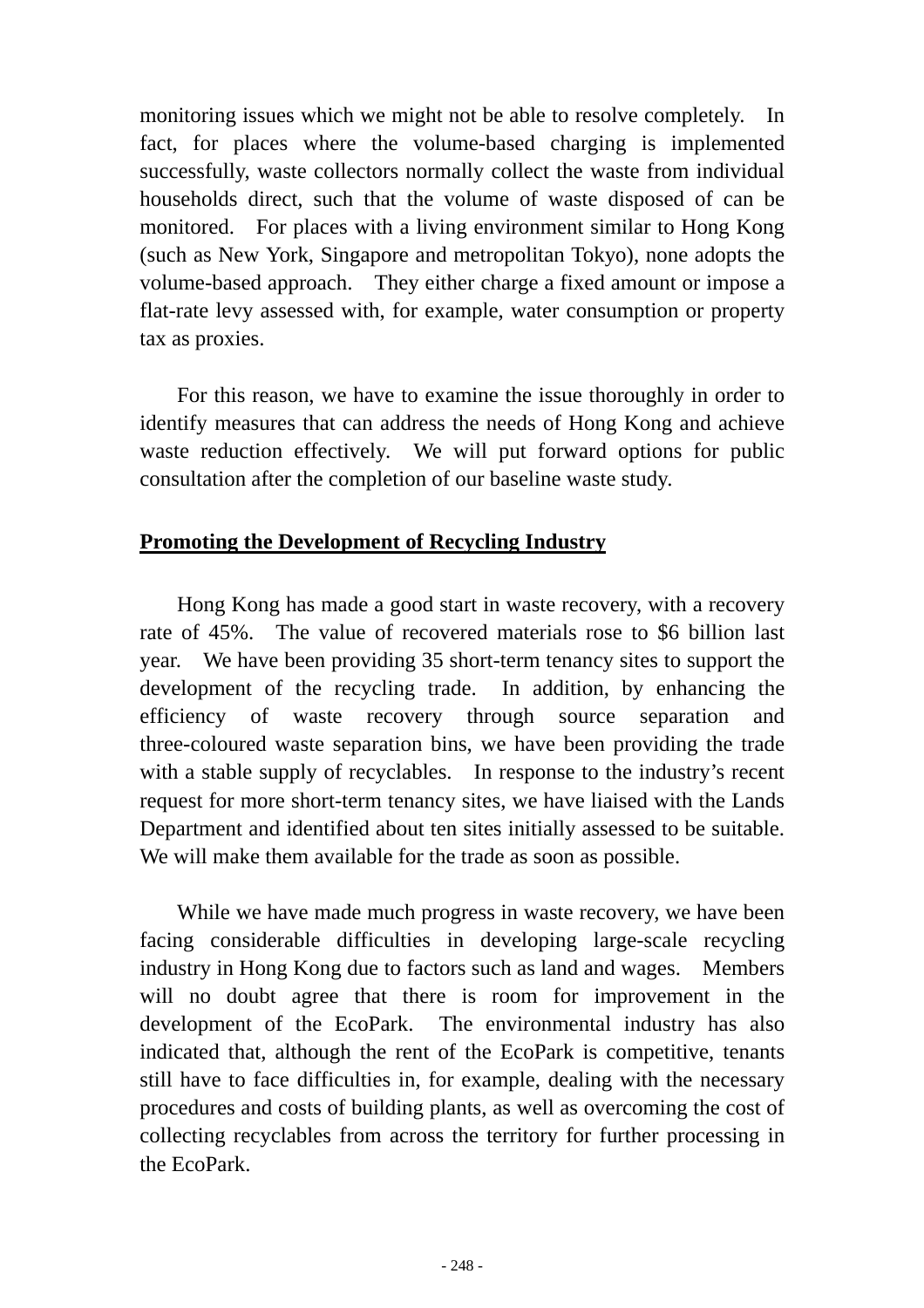monitoring issues which we might not be able to resolve completely. In fact, for places where the volume-based charging is implemented successfully, waste collectors normally collect the waste from individual households direct, such that the volume of waste disposed of can be monitored. For places with a living environment similar to Hong Kong (such as New York, Singapore and metropolitan Tokyo), none adopts the volume-based approach. They either charge a fixed amount or impose a flat-rate levy assessed with, for example, water consumption or property tax as proxies.

For this reason, we have to examine the issue thoroughly in order to identify measures that can address the needs of Hong Kong and achieve waste reduction effectively. We will put forward options for public consultation after the completion of our baseline waste study.

**Promoting the Development of Recycling Industry**

Hong Kong has made a good start in waste recovery, with a recovery rate of 45%. The value of recovered materials rose to $6 billion last year. We have been providing 35 short-term tenancy sites to support the development of the recycling trade. In addition, by enhancing the efficiency of waste recovery through source separation and three-coloured waste separation bins, we have been providing the trade with a stable supply of recyclables. In response to the industry's recent request for more short-term tenancy sites, we have liaised with the Lands Department and identified about ten sites initially assessed to be suitable. We will make them available for the trade as soon as possible.

While we have made much progress in waste recovery, we have been facing considerable difficulties in developing large-scale recycling industry in Hong Kong due to factors such as land and wages. Members will no doubt agree that there is room for improvement in the development of the EcoPark. The environmental industry has also indicated that, although the rent of the EcoPark is competitive, tenants still have to face difficulties in, for example, dealing with the necessary procedures and costs of building plants, as well as overcoming the cost of collecting recyclables from across the territory for further processing in the EcoPark.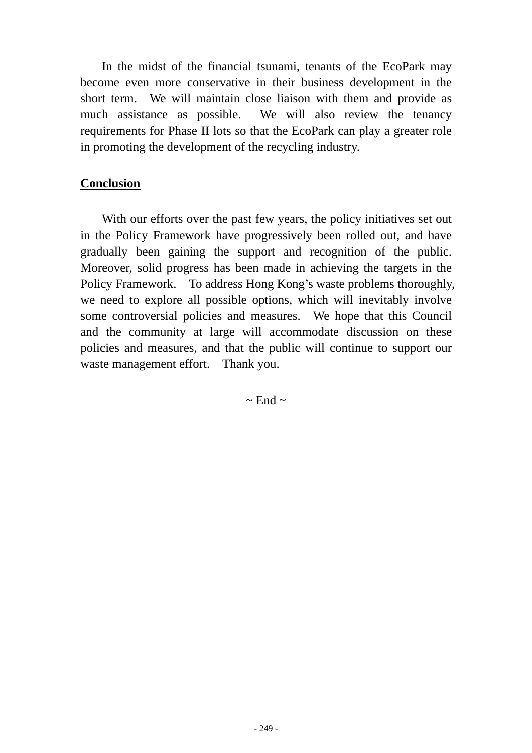In the midst of the financial tsunami, tenants of the EcoPark may become even more conservative in their business development in the short term. We will maintain close liaison with them and provide as much assistance as possible. We will also review the tenancy requirements for Phase II lots so that the EcoPark can play a greater role in promoting the development of the recycling industry.

**Conclusion**

With our efforts over the past few years, the policy initiatives set out in the Policy Framework have progressively been rolled out, and have gradually been gaining the support and recognition of the public. Moreover, solid progress has been made in achieving the targets in the Policy Framework. To address Hong Kong's waste problems thoroughly, we need to explore all possible options, which will inevitably involve some controversial policies and measures. We hope that this Council and the community at large will accommodate discussion on these policies and measures, and that the public will continue to support our waste management effort. Thank you.

~ End ~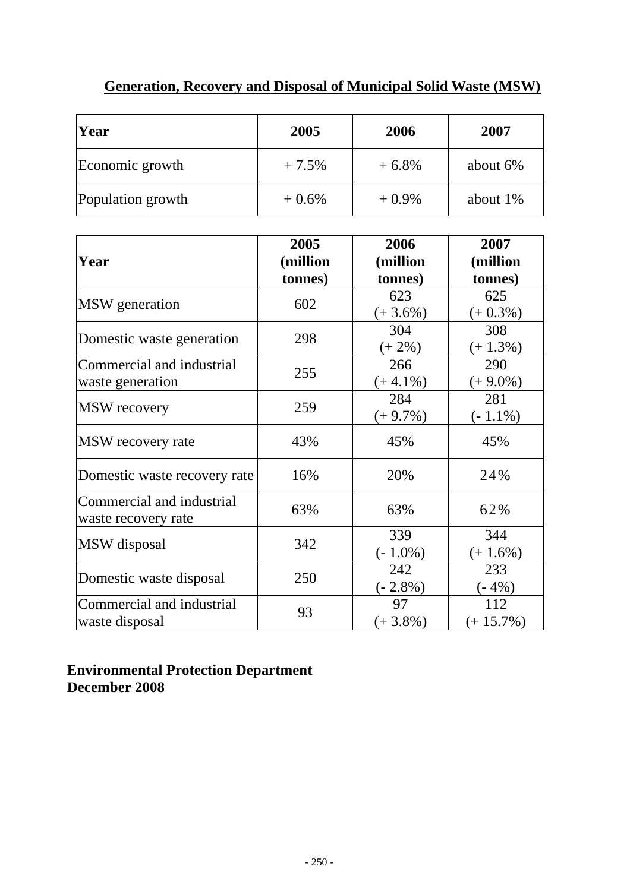## Generation, Recovery and Disposal of Municipal Solid Waste (MSW)

| **Year** | **2005** | **2006** | **2007** |
|---|---|---|---|
| Economic growth | + 7.5% | + 6.8% | about 6% |
| Population growth | + 0.6% | + 0.9% | about 1% |

| **Year** | **2005 (million tonnes)** | **2006 (million tonnes)** | **2007 (million tonnes)** |
|---|---|---|---|
| MSW generation | 602 | 623 (+ 3.6%) | 625 (+ 0.3%) |
| Domestic waste generation | 298 | 304 (+ 2%) | 308 (+ 1.3%) |
| Commercial and industrial waste generation | 255 | 266 (+ 4.1%) | 290 (+ 9.0%) |
| MSW recovery | 259 | 284 (+ 9.7%) | 281 (- 1.1%) |
| MSW recovery rate | 43% | 45% | 45% |
| Domestic waste recovery rate | 16% | 20% | 24% |
| Commercial and industrial waste recovery rate | 63% | 63% | 62% |
| MSW disposal | 342 | 339 (- 1.0%) | 344 (+ 1.6%) |
| Domestic waste disposal | 250 | 242 (- 2.8%) | 233 (- 4%) |
| Commercial and industrial waste disposal | 93 | 97 (+ 3.8%) | 112 (+ 15.7%) |

**Environmental Protection Department**
**December 2008**